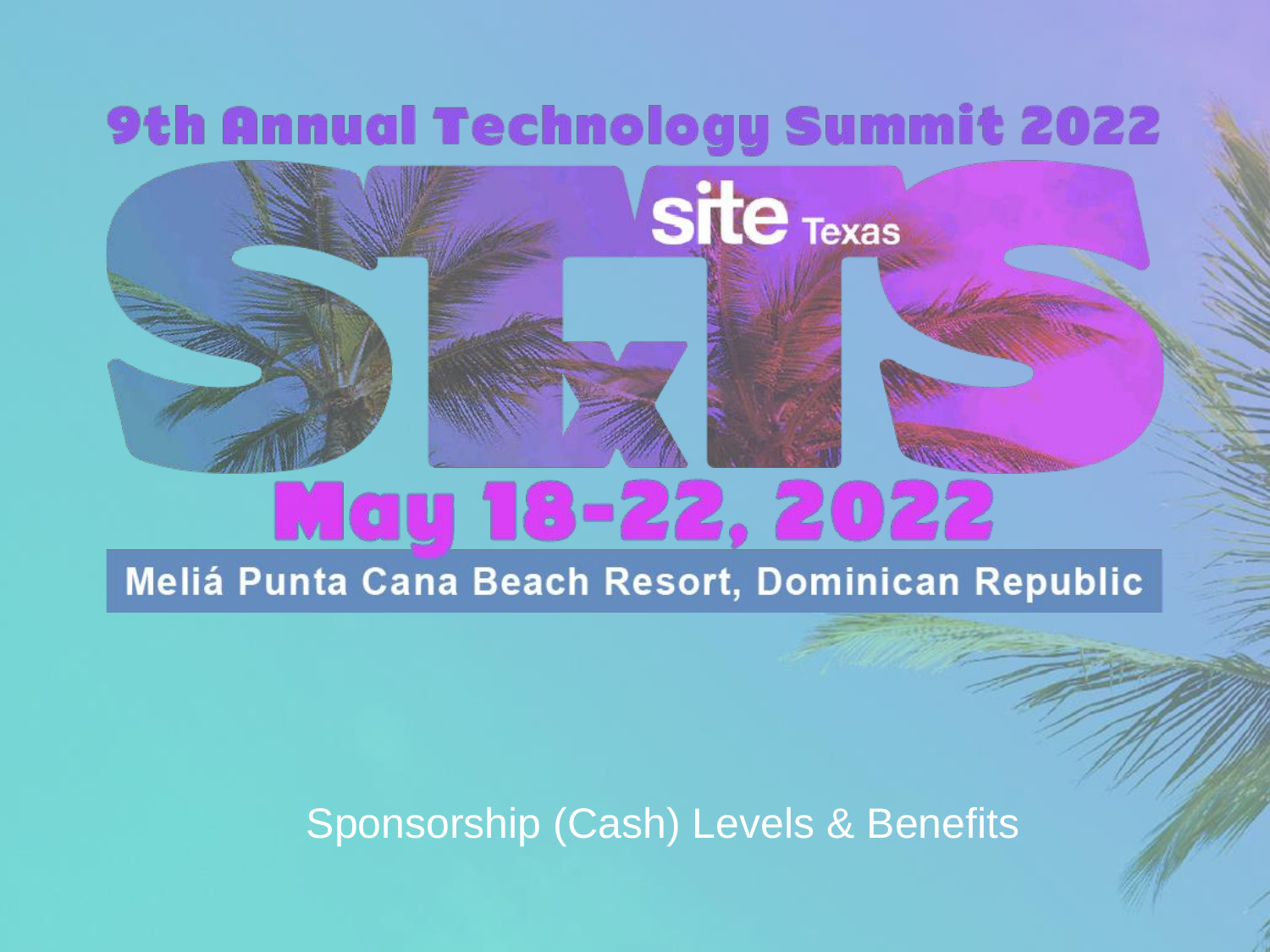# 9th Annual Technology Summit 2022

## SiTE Texas STS

## May 18-22, 2022

**Meliá Punta Cana Beach Resort, Dominican Republic**

Sponsorship (Cash) Levels & Benefits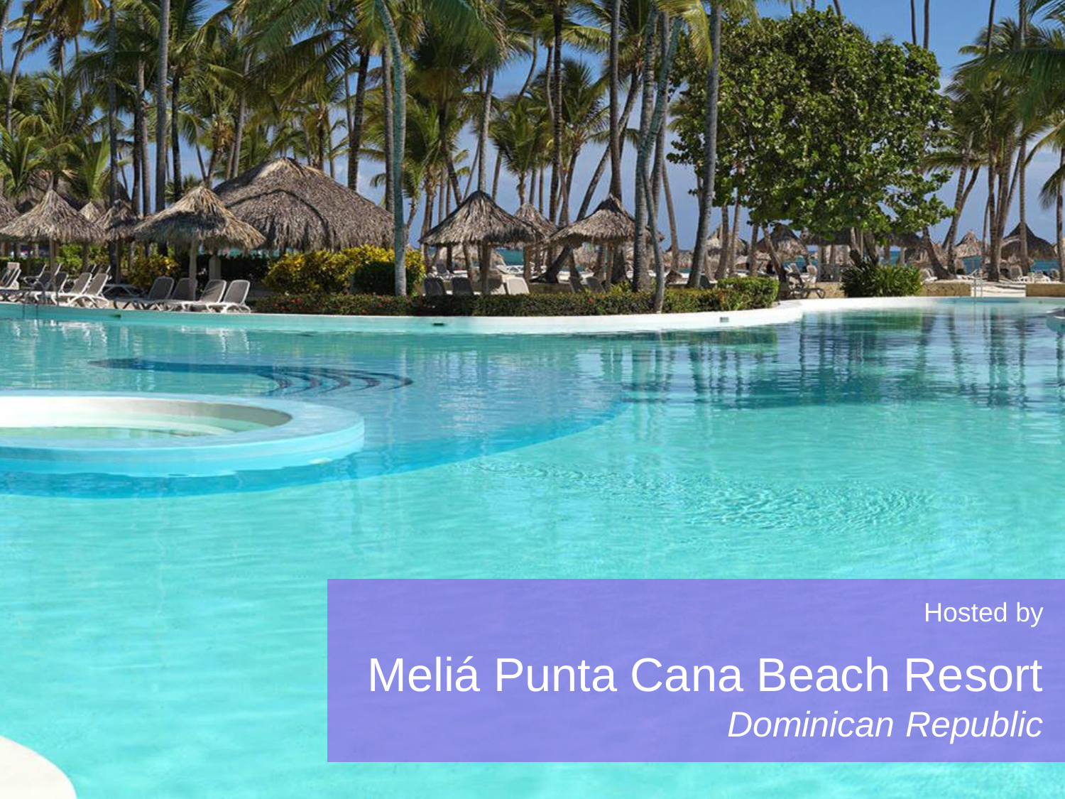Hosted by

Meliá Punta Cana Beach Resort

*Dominican Republic*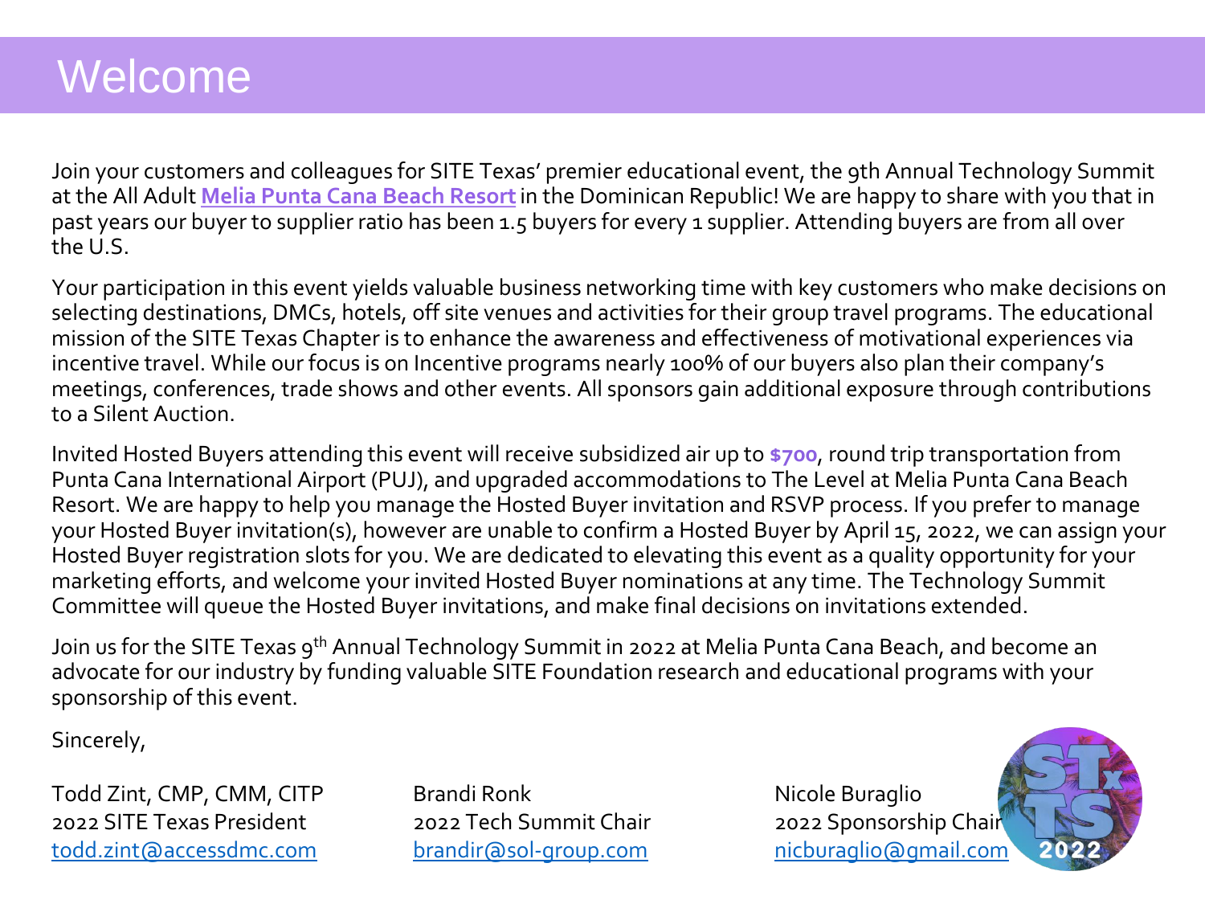# Welcome

Join your customers and colleagues for SITE Texas' premier educational event, the 9th Annual Technology Summit at the All Adult **Melia Punta Cana Beach Resort** in the Dominican Republic! We are happy to share with you that in past years our buyer to supplier ratio has been 1.5 buyers for every 1 supplier. Attending buyers are from all over the U.S.

Your participation in this event yields valuable business networking time with key customers who make decisions on selecting destinations, DMCs, hotels, off site venues and activities for their group travel programs. The educational mission of the SITE Texas Chapter is to enhance the awareness and effectiveness of motivational experiences via incentive travel. While our focus is on Incentive programs nearly 100% of our buyers also plan their company's meetings, conferences, trade shows and other events. All sponsors gain additional exposure through contributions to a Silent Auction.

Invited Hosted Buyers attending this event will receive subsidized air up to **$700**, round trip transportation from Punta Cana International Airport (PUJ), and upgraded accommodations to The Level at Melia Punta Cana Beach Resort. We are happy to help you manage the Hosted Buyer invitation and RSVP process. If you prefer to manage your Hosted Buyer invitation(s), however are unable to confirm a Hosted Buyer by April 15, 2022, we can assign your Hosted Buyer registration slots for you. We are dedicated to elevating this event as a quality opportunity for your marketing efforts, and welcome your invited Hosted Buyer nominations at any time. The Technology Summit Committee will queue the Hosted Buyer invitations, and make final decisions on invitations extended.

Join us for the SITE Texas 9th Annual Technology Summit in 2022 at Melia Punta Cana Beach, and become an advocate for our industry by funding valuable SITE Foundation research and educational programs with your sponsorship of this event.

Sincerely,

Todd Zint, CMP, CMM, CITP
2022 SITE Texas President
todd.zint@accessdmc.com

Brandi Ronk
2022 Tech Summit Chair
brandir@sol-group.com

Nicole Buraglio
2022 Sponsorship Chair
nicburaglio@gmail.com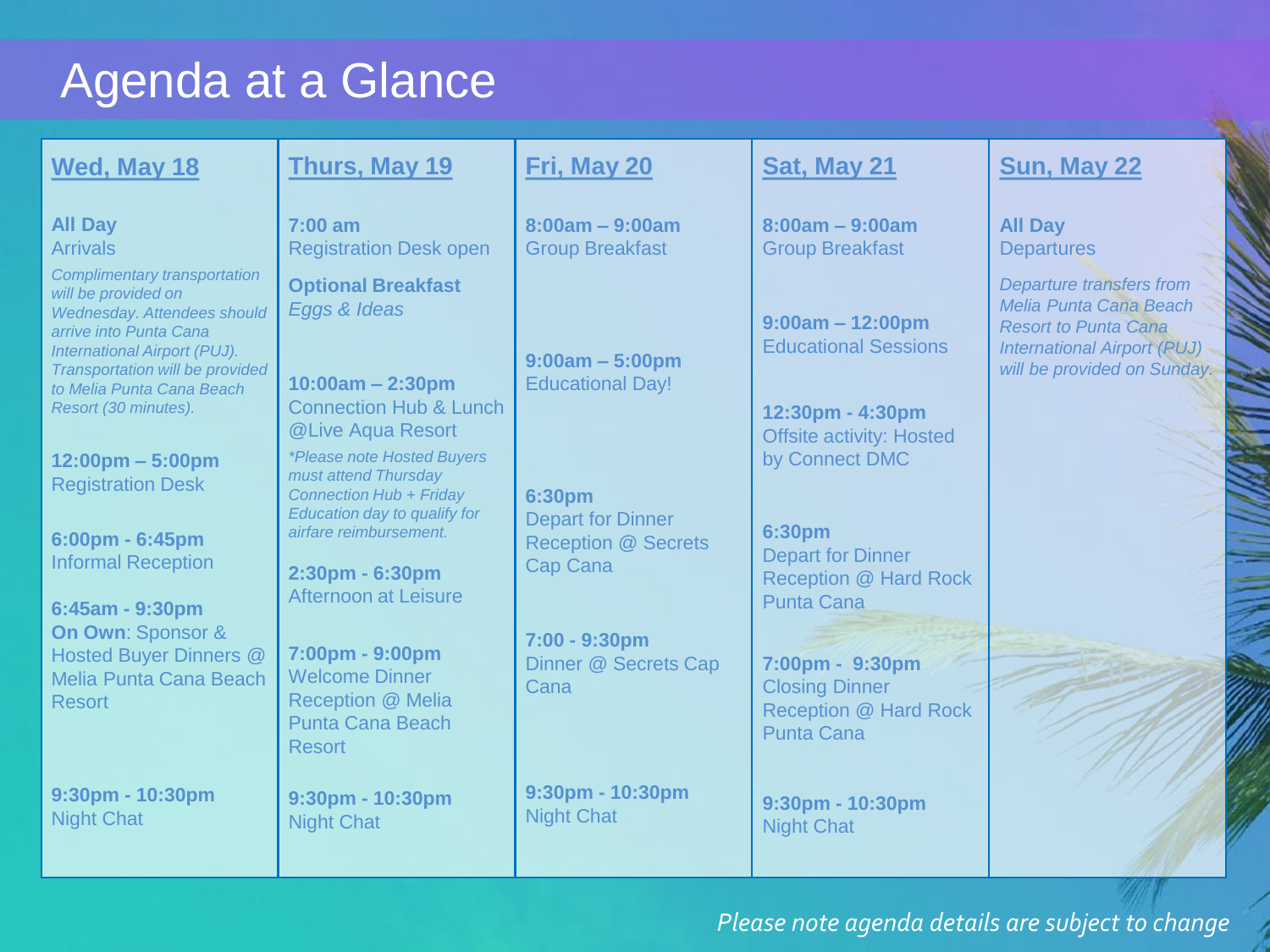# Agenda at a Glance

| Wed, May 18 | Thurs, May 19 | Fri, May 20 | Sat, May 21 | Sun, May 22 |
|---|---|---|---|---|
| **All Day**<br>Arrivals<br>*Complimentary transportation will be provided on Wednesday. Attendees should arrive into Punta Cana International Airport (PUJ). Transportation will be provided to Melia Punta Cana Beach Resort (30 minutes).* | **7:00 am**<br>Registration Desk open<br>**Optional Breakfast**<br>*Eggs & Ideas* | **8:00am – 9:00am**<br>Group Breakfast | **8:00am – 9:00am**<br>Group Breakfast | **All Day**<br>Departures<br>*Departure transfers from Melia Punta Cana Beach Resort to Punta Cana International Airport (PUJ) will be provided on Sunday.* |
| **12:00pm – 5:00pm**<br>Registration Desk | **10:00am – 2:30pm**<br>Connection Hub & Lunch @Live Aqua Resort<br>*\*Please note Hosted Buyers must attend Thursday Connection Hub + Friday Education day to qualify for airfare reimbursement.* | **9:00am – 5:00pm**<br>Educational Day! | **9:00am – 12:00pm**<br>Educational Sessions | |
| **6:00pm - 6:45pm**<br>Informal Reception | **2:30pm - 6:30pm**<br>Afternoon at Leisure | **6:30pm**<br>Depart for Dinner Reception @ Secrets Cap Cana | **12:30pm - 4:30pm**<br>Offsite activity: Hosted by Connect DMC | |
| **6:45am - 9:30pm**<br>**On Own**: Sponsor & Hosted Buyer Dinners @ Melia Punta Cana Beach Resort | **7:00pm - 9:00pm**<br>Welcome Dinner Reception @ Melia Punta Cana Beach Resort | **7:00 - 9:30pm**<br>Dinner @ Secrets Cap Cana | **6:30pm**<br>Depart for Dinner Reception @ Hard Rock Punta Cana | |
| | | | **7:00pm - 9:30pm**<br>Closing Dinner Reception @ Hard Rock Punta Cana | |
| **9:30pm - 10:30pm**<br>Night Chat | **9:30pm - 10:30pm**<br>Night Chat | **9:30pm - 10:30pm**<br>Night Chat | **9:30pm - 10:30pm**<br>Night Chat | |

*Please note agenda details are subject to change*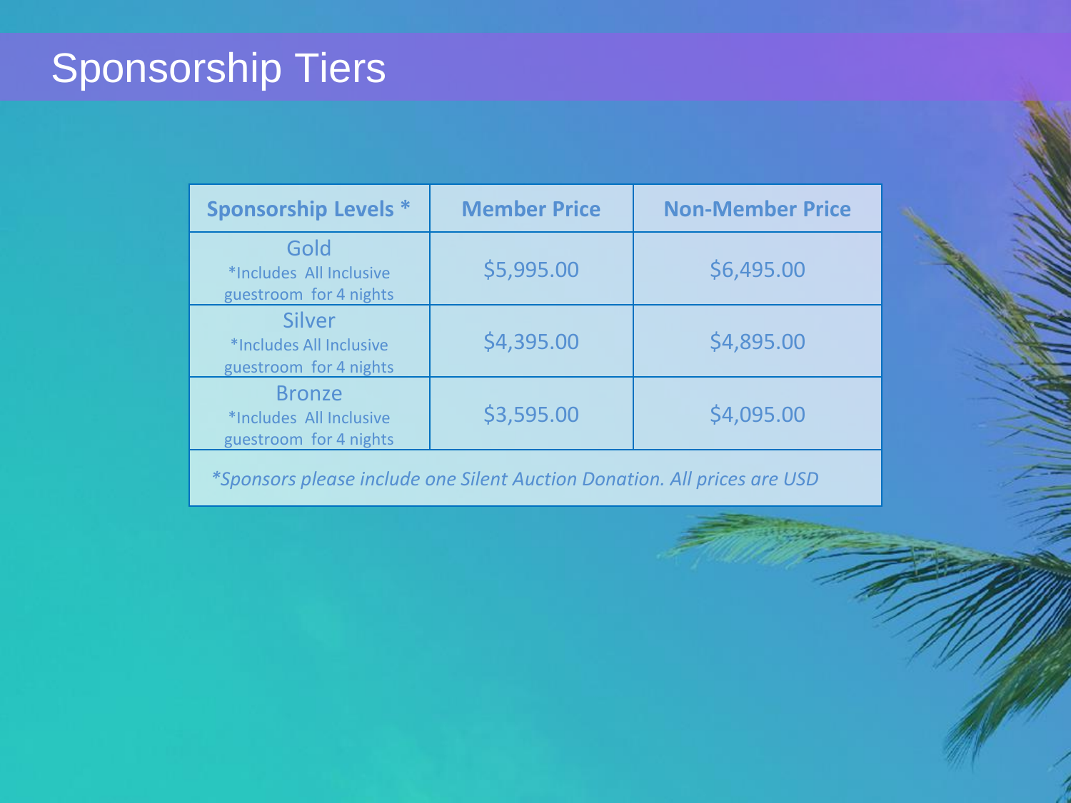# Sponsorship Tiers

| Sponsorship Levels * | Member Price | Non-Member Price |
|---|---|---|
| Gold<br>*Includes All Inclusive guestroom for 4 nights | $5,995.00 | $6,495.00 |
| Silver<br>*Includes All Inclusive guestroom for 4 nights | $4,395.00 | $4,895.00 |
| Bronze<br>*Includes All Inclusive guestroom for 4 nights | $3,595.00 | $4,095.00 |
| *\*Sponsors please include one Silent Auction Donation. All prices are USD* | | |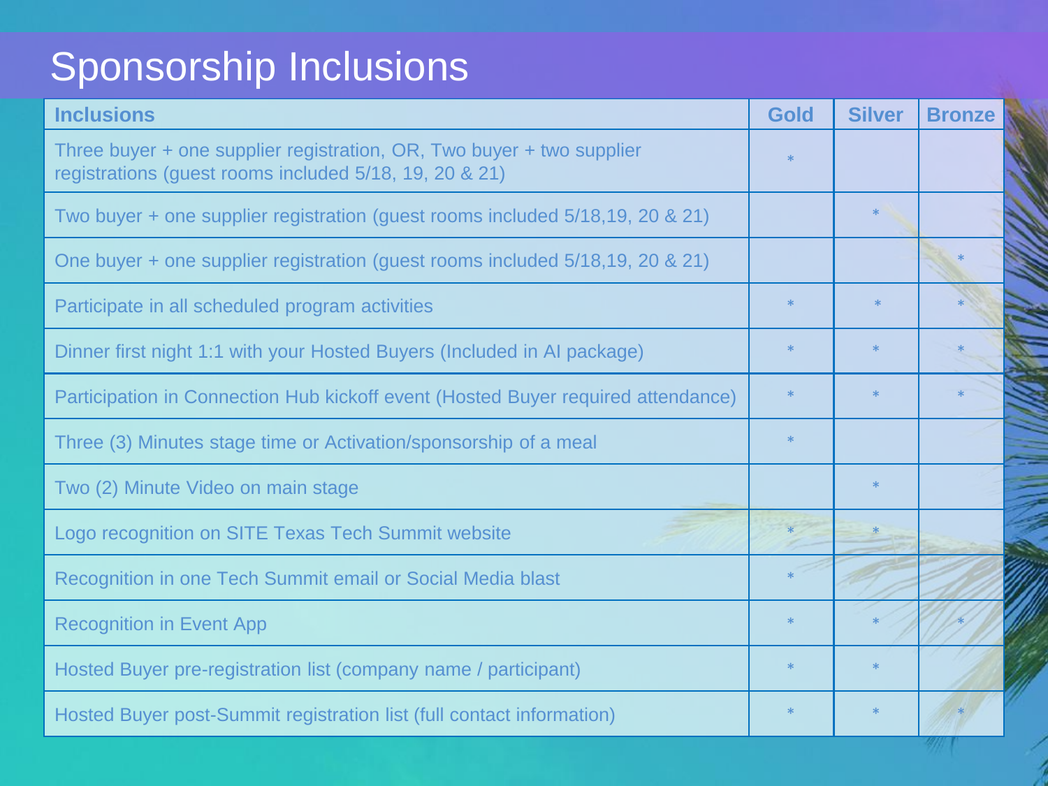# Sponsorship Inclusions

| Inclusions | Gold | Silver | Bronze |
|---|---|---|---|
| Three buyer + one supplier registration, OR, Two buyer + two supplier registrations (guest rooms included 5/18, 19, 20 & 21) | * | | |
| Two buyer + one supplier registration (guest rooms included 5/18,19, 20 & 21) | | * | |
| One buyer + one supplier registration (guest rooms included 5/18,19, 20 & 21) | | | * |
| Participate in all scheduled program activities | * | * | * |
| Dinner first night 1:1 with your Hosted Buyers (Included in AI package) | * | * | * |
| Participation in Connection Hub kickoff event (Hosted Buyer required attendance) | * | * | * |
| Three (3) Minutes stage time or Activation/sponsorship of a meal | * | | |
| Two (2) Minute Video on main stage | | * | |
| Logo recognition on SITE Texas Tech Summit website | * | * | |
| Recognition in one Tech Summit email or Social Media blast | * | | |
| Recognition in Event App | * | * | * |
| Hosted Buyer pre-registration list (company name / participant) | * | * | |
| Hosted Buyer post-Summit registration list (full contact information) | * | * | * |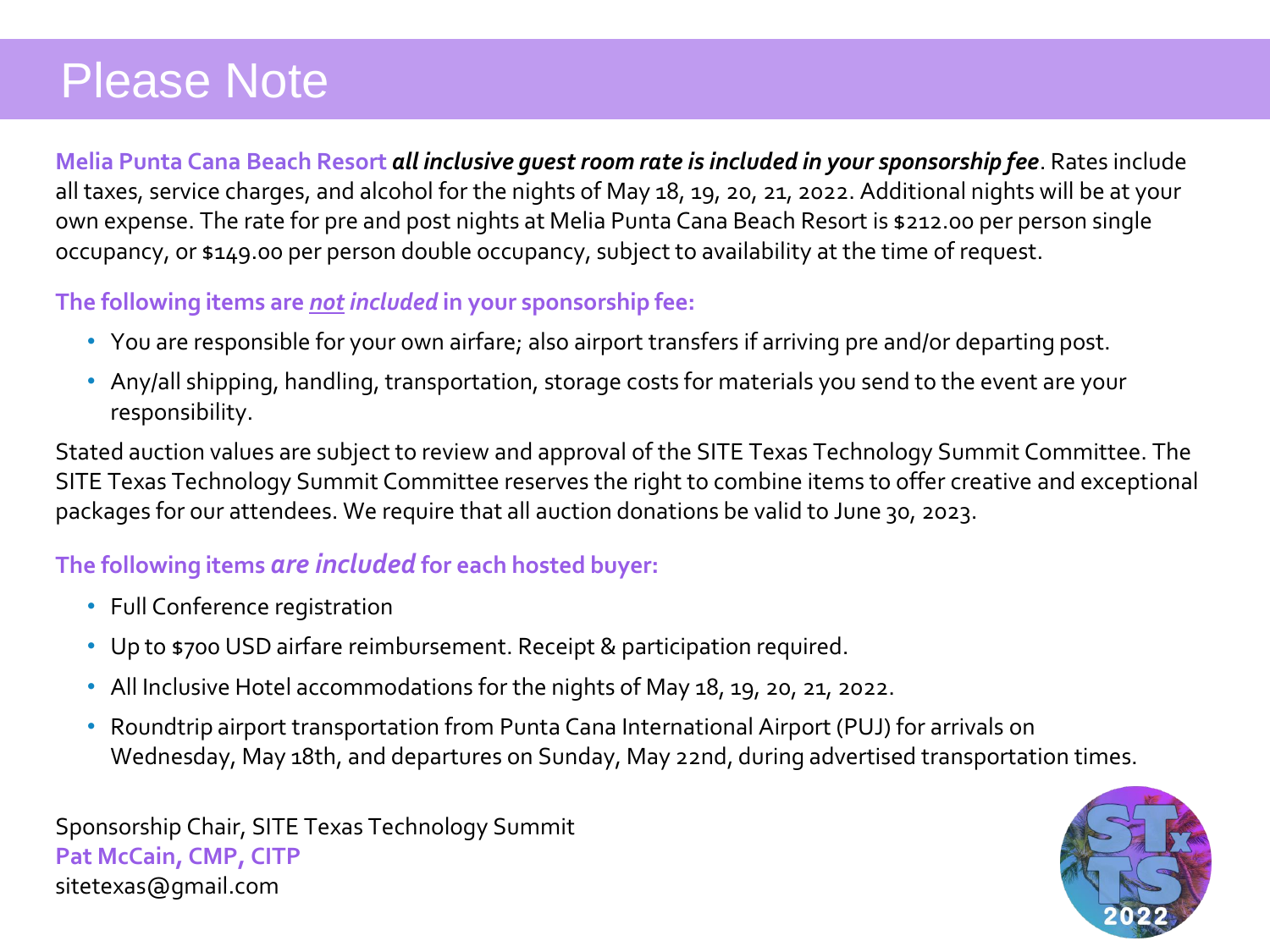# Please Note

**Melia Punta Cana Beach Resort** ***all inclusive guest room rate is included in your sponsorship fee***. Rates include all taxes, service charges, and alcohol for the nights of May 18, 19, 20, 21, 2022. Additional nights will be at your own expense. The rate for pre and post nights at Melia Punta Cana Beach Resort is $212.00 per person single occupancy, or $149.00 per person double occupancy, subject to availability at the time of request.

**The following items are *not included* in your sponsorship fee:**

- You are responsible for your own airfare; also airport transfers if arriving pre and/or departing post.
- Any/all shipping, handling, transportation, storage costs for materials you send to the event are your responsibility.

Stated auction values are subject to review and approval of the SITE Texas Technology Summit Committee. The SITE Texas Technology Summit Committee reserves the right to combine items to offer creative and exceptional packages for our attendees. We require that all auction donations be valid to June 30, 2023.

**The following items *are included* for each hosted buyer:**

- Full Conference registration
- Up to $700 USD airfare reimbursement. Receipt & participation required.
- All Inclusive Hotel accommodations for the nights of May 18, 19, 20, 21, 2022.
- Roundtrip airport transportation from Punta Cana International Airport (PUJ) for arrivals on Wednesday, May 18th, and departures on Sunday, May 22nd, during advertised transportation times.

Sponsorship Chair, SITE Texas Technology Summit
**Pat McCain, CMP, CITP**
sitetexas@gmail.com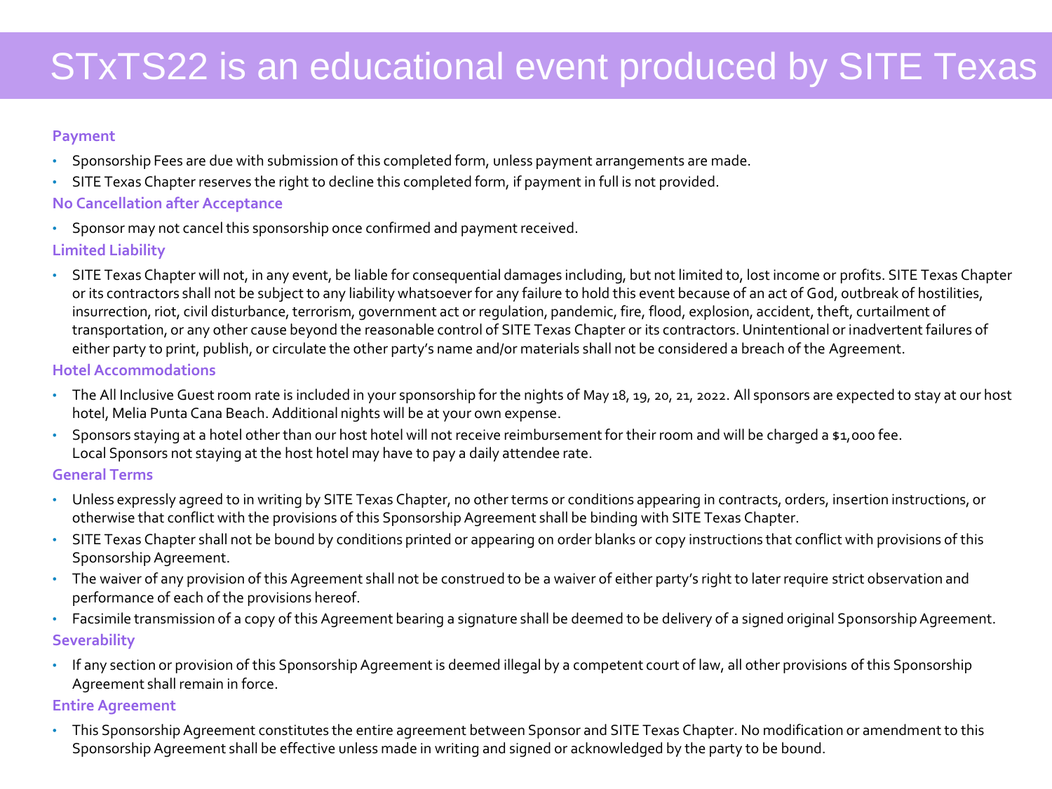# STxTS22 is an educational event produced by SITE Texas

### Payment

- Sponsorship Fees are due with submission of this completed form, unless payment arrangements are made.
- SITE Texas Chapter reserves the right to decline this completed form, if payment in full is not provided.

### No Cancellation after Acceptance

- Sponsor may not cancel this sponsorship once confirmed and payment received.

### Limited Liability

- SITE Texas Chapter will not, in any event, be liable for consequential damages including, but not limited to, lost income or profits. SITE Texas Chapter or its contractors shall not be subject to any liability whatsoever for any failure to hold this event because of an act of God, outbreak of hostilities, insurrection, riot, civil disturbance, terrorism, government act or regulation, pandemic, fire, flood, explosion, accident, theft, curtailment of transportation, or any other cause beyond the reasonable control of SITE Texas Chapter or its contractors. Unintentional or inadvertent failures of either party to print, publish, or circulate the other party's name and/or materials shall not be considered a breach of the Agreement.

### Hotel Accommodations

- The All Inclusive Guest room rate is included in your sponsorship for the nights of May 18, 19, 20, 21, 2022. All sponsors are expected to stay at our host hotel, Melia Punta Cana Beach. Additional nights will be at your own expense.
- Sponsors staying at a hotel other than our host hotel will not receive reimbursement for their room and will be charged a $1,000 fee. Local Sponsors not staying at the host hotel may have to pay a daily attendee rate.

### General Terms

- Unless expressly agreed to in writing by SITE Texas Chapter, no other terms or conditions appearing in contracts, orders, insertion instructions, or otherwise that conflict with the provisions of this Sponsorship Agreement shall be binding with SITE Texas Chapter.
- SITE Texas Chapter shall not be bound by conditions printed or appearing on order blanks or copy instructions that conflict with provisions of this Sponsorship Agreement.
- The waiver of any provision of this Agreement shall not be construed to be a waiver of either party's right to later require strict observation and performance of each of the provisions hereof.
- Facsimile transmission of a copy of this Agreement bearing a signature shall be deemed to be delivery of a signed original Sponsorship Agreement.

### Severability

- If any section or provision of this Sponsorship Agreement is deemed illegal by a competent court of law, all other provisions of this Sponsorship Agreement shall remain in force.

### Entire Agreement

- This Sponsorship Agreement constitutes the entire agreement between Sponsor and SITE Texas Chapter. No modification or amendment to this Sponsorship Agreement shall be effective unless made in writing and signed or acknowledged by the party to be bound.